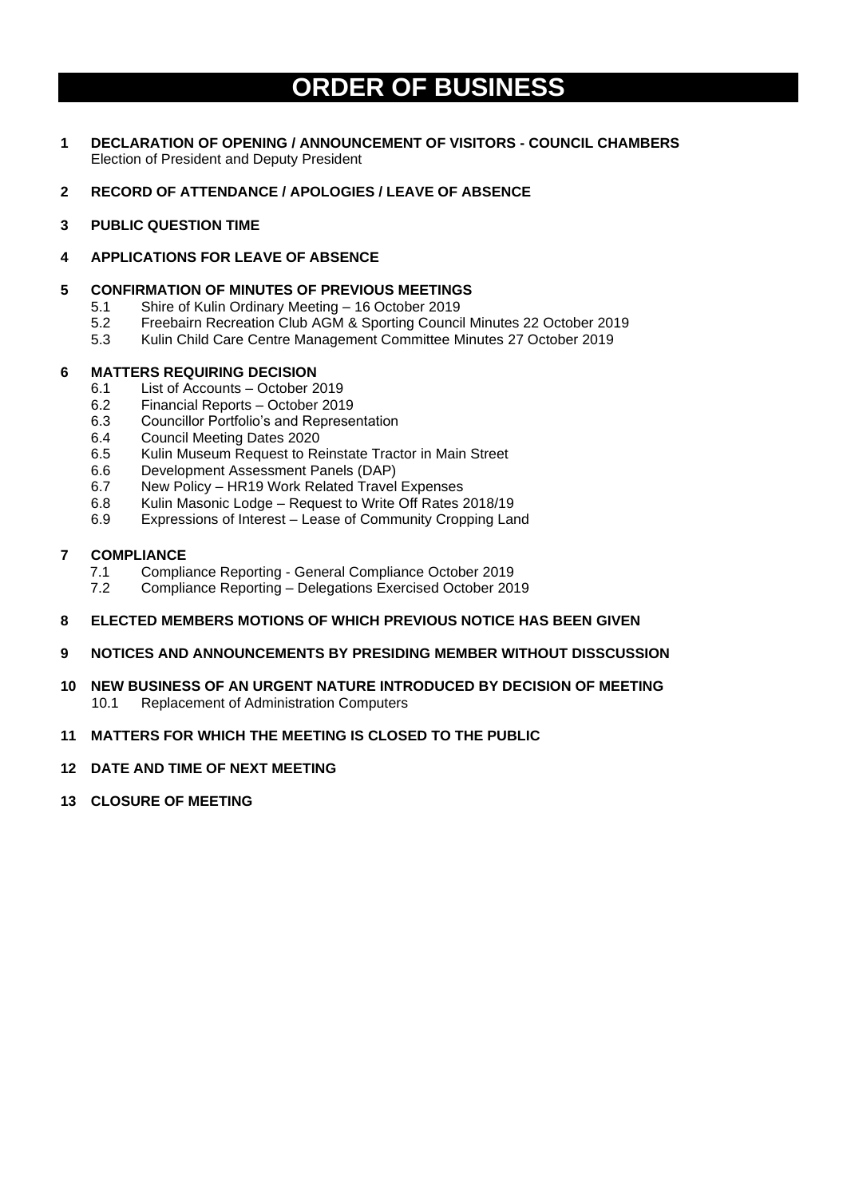# ORDER OF BUSINESS

**1 DECLARATION OF OPENING / ANNOUNCEMENT OF VISITORS - COUNCIL CHAMBERS**
Election of President and Deputy President

**2 RECORD OF ATTENDANCE / APOLOGIES / LEAVE OF ABSENCE**

**3 PUBLIC QUESTION TIME**

**4 APPLICATIONS FOR LEAVE OF ABSENCE**

**5 CONFIRMATION OF MINUTES OF PREVIOUS MEETINGS**

- 5.1 Shire of Kulin Ordinary Meeting – 16 October 2019
- 5.2 Freebairn Recreation Club AGM & Sporting Council Minutes 22 October 2019
- 5.3 Kulin Child Care Centre Management Committee Minutes 27 October 2019

**6 MATTERS REQUIRING DECISION**

- 6.1 List of Accounts – October 2019
- 6.2 Financial Reports – October 2019
- 6.3 Councillor Portfolio's and Representation
- 6.4 Council Meeting Dates 2020
- 6.5 Kulin Museum Request to Reinstate Tractor in Main Street
- 6.6 Development Assessment Panels (DAP)
- 6.7 New Policy – HR19 Work Related Travel Expenses
- 6.8 Kulin Masonic Lodge – Request to Write Off Rates 2018/19
- 6.9 Expressions of Interest – Lease of Community Cropping Land

**7 COMPLIANCE**

- 7.1 Compliance Reporting - General Compliance October 2019
- 7.2 Compliance Reporting – Delegations Exercised October 2019

**8 ELECTED MEMBERS MOTIONS OF WHICH PREVIOUS NOTICE HAS BEEN GIVEN**

**9 NOTICES AND ANNOUNCEMENTS BY PRESIDING MEMBER WITHOUT DISSCUSSION**

**10 NEW BUSINESS OF AN URGENT NATURE INTRODUCED BY DECISION OF MEETING**

- 10.1 Replacement of Administration Computers

**11 MATTERS FOR WHICH THE MEETING IS CLOSED TO THE PUBLIC**

**12 DATE AND TIME OF NEXT MEETING**

**13 CLOSURE OF MEETING**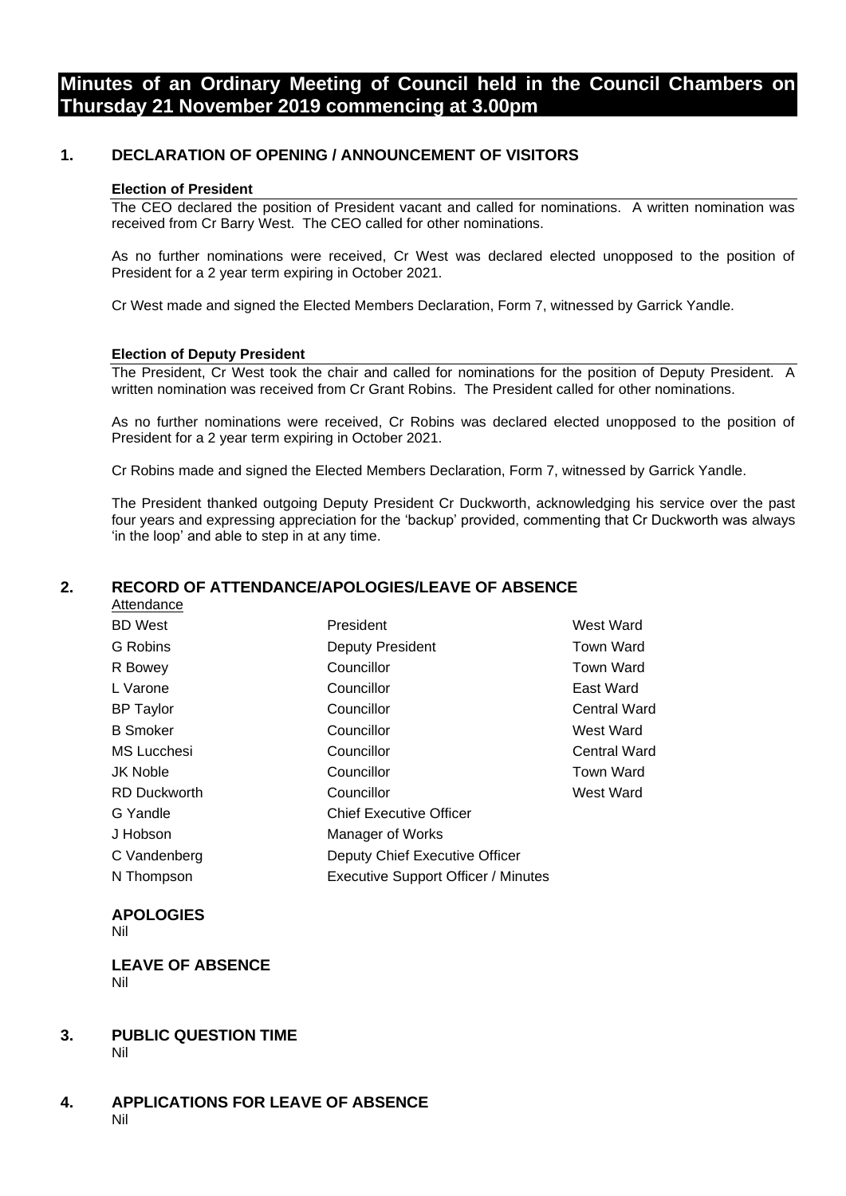# Minutes of an Ordinary Meeting of Council held in the Council Chambers on Thursday 21 November 2019 commencing at 3.00pm

## 1. DECLARATION OF OPENING / ANNOUNCEMENT OF VISITORS

**Election of President**

The CEO declared the position of President vacant and called for nominations. A written nomination was received from Cr Barry West. The CEO called for other nominations.

As no further nominations were received, Cr West was declared elected unopposed to the position of President for a 2 year term expiring in October 2021.

Cr West made and signed the Elected Members Declaration, Form 7, witnessed by Garrick Yandle.

**Election of Deputy President**

The President, Cr West took the chair and called for nominations for the position of Deputy President. A written nomination was received from Cr Grant Robins. The President called for other nominations.

As no further nominations were received, Cr Robins was declared elected unopposed to the position of President for a 2 year term expiring in October 2021.

Cr Robins made and signed the Elected Members Declaration, Form 7, witnessed by Garrick Yandle.

The President thanked outgoing Deputy President Cr Duckworth, acknowledging his service over the past four years and expressing appreciation for the 'backup' provided, commenting that Cr Duckworth was always 'in the loop' and able to step in at any time.

## 2. RECORD OF ATTENDANCE/APOLOGIES/LEAVE OF ABSENCE

Attendance

| | | |
|---|---|---|
| BD West | President | West Ward |
| G Robins | Deputy President | Town Ward |
| R Bowey | Councillor | Town Ward |
| L Varone | Councillor | East Ward |
| BP Taylor | Councillor | Central Ward |
| B Smoker | Councillor | West Ward |
| MS Lucchesi | Councillor | Central Ward |
| JK Noble | Councillor | Town Ward |
| RD Duckworth | Councillor | West Ward |
| G Yandle | Chief Executive Officer | |
| J Hobson | Manager of Works | |
| C Vandenberg | Deputy Chief Executive Officer | |
| N Thompson | Executive Support Officer / Minutes | |

**APOLOGIES**

Nil

**LEAVE OF ABSENCE**

Nil

## 3. PUBLIC QUESTION TIME

Nil

## 4. APPLICATIONS FOR LEAVE OF ABSENCE

Nil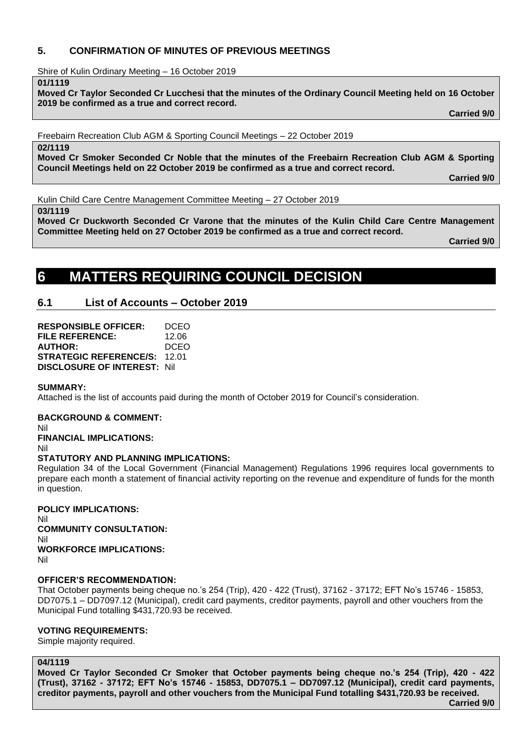## 5. CONFIRMATION OF MINUTES OF PREVIOUS MEETINGS

Shire of Kulin Ordinary Meeting – 16 October 2019

**01/1119**

**Moved Cr Taylor Seconded Cr Lucchesi that the minutes of the Ordinary Council Meeting held on 16 October 2019 be confirmed as a true and correct record.**

**Carried 9/0**

Freebairn Recreation Club AGM & Sporting Council Meetings – 22 October 2019

**02/1119**

**Moved Cr Smoker Seconded Cr Noble that the minutes of the Freebairn Recreation Club AGM & Sporting Council Meetings held on 22 October 2019 be confirmed as a true and correct record.**

**Carried 9/0**

Kulin Child Care Centre Management Committee Meeting – 27 October 2019

**03/1119**

**Moved Cr Duckworth Seconded Cr Varone that the minutes of the Kulin Child Care Centre Management Committee Meeting held on 27 October 2019 be confirmed as a true and correct record.**

**Carried 9/0**

# 6 MATTERS REQUIRING COUNCIL DECISION

## 6.1 List of Accounts – October 2019

**RESPONSIBLE OFFICER:** DCEO
**FILE REFERENCE:** 12.06
**AUTHOR:** DCEO
**STRATEGIC REFERENCE/S:** 12.01
**DISCLOSURE OF INTEREST:** Nil

**SUMMARY:**
Attached is the list of accounts paid during the month of October 2019 for Council's consideration.

**BACKGROUND & COMMENT:**
Nil

**FINANCIAL IMPLICATIONS:**
Nil

**STATUTORY AND PLANNING IMPLICATIONS:**
Regulation 34 of the Local Government (Financial Management) Regulations 1996 requires local governments to prepare each month a statement of financial activity reporting on the revenue and expenditure of funds for the month in question.

**POLICY IMPLICATIONS:**
Nil

**COMMUNITY CONSULTATION:**
Nil

**WORKFORCE IMPLICATIONS:**
Nil

**OFFICER'S RECOMMENDATION:**
That October payments being cheque no.'s 254 (Trip), 420 - 422 (Trust), 37162 - 37172; EFT No's 15746 - 15853, DD7075.1 – DD7097.12 (Municipal), credit card payments, creditor payments, payroll and other vouchers from the Municipal Fund totalling $431,720.93 be received.

**VOTING REQUIREMENTS:**
Simple majority required.

**04/1119**

**Moved Cr Taylor Seconded Cr Smoker that October payments being cheque no.'s 254 (Trip), 420 - 422 (Trust), 37162 - 37172; EFT No's 15746 - 15853, DD7075.1 – DD7097.12 (Municipal), credit card payments, creditor payments, payroll and other vouchers from the Municipal Fund totalling $431,720.93 be received.**

**Carried 9/0**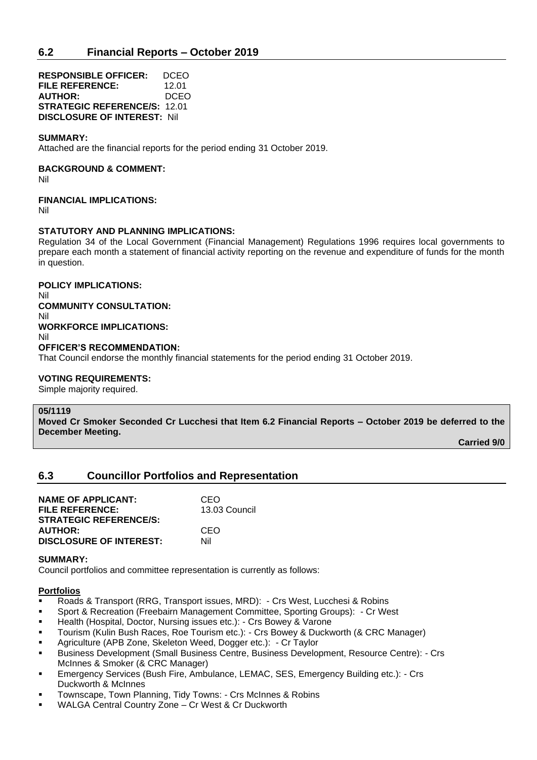## 6.2 Financial Reports – October 2019

**RESPONSIBLE OFFICER:** DCEO
**FILE REFERENCE:** 12.01
**AUTHOR:** DCEO
**STRATEGIC REFERENCE/S:** 12.01
**DISCLOSURE OF INTEREST:** Nil

**SUMMARY:**
Attached are the financial reports for the period ending 31 October 2019.

**BACKGROUND & COMMENT:**
Nil

**FINANCIAL IMPLICATIONS:**
Nil

**STATUTORY AND PLANNING IMPLICATIONS:**
Regulation 34 of the Local Government (Financial Management) Regulations 1996 requires local governments to prepare each month a statement of financial activity reporting on the revenue and expenditure of funds for the month in question.

**POLICY IMPLICATIONS:**
Nil
**COMMUNITY CONSULTATION:**
Nil
**WORKFORCE IMPLICATIONS:**
Nil
**OFFICER'S RECOMMENDATION:**
That Council endorse the monthly financial statements for the period ending 31 October 2019.

**VOTING REQUIREMENTS:**
Simple majority required.

**05/1119**
**Moved Cr Smoker Seconded Cr Lucchesi that Item 6.2 Financial Reports – October 2019 be deferred to the December Meeting.**

**Carried 9/0**

## 6.3 Councillor Portfolios and Representation

**NAME OF APPLICANT:** CEO
**FILE REFERENCE:** 13.03 Council
**STRATEGIC REFERENCE/S:**
**AUTHOR:** CEO
**DISCLOSURE OF INTEREST:** Nil

**SUMMARY:**
Council portfolios and committee representation is currently as follows:

**Portfolios**

- Roads & Transport (RRG, Transport issues, MRD): - Crs West, Lucchesi & Robins
- Sport & Recreation (Freebairn Management Committee, Sporting Groups): - Cr West
- Health (Hospital, Doctor, Nursing issues etc.): - Crs Bowey & Varone
- Tourism (Kulin Bush Races, Roe Tourism etc.): - Crs Bowey & Duckworth (& CRC Manager)
- Agriculture (APB Zone, Skeleton Weed, Dogger etc.): - Cr Taylor
- Business Development (Small Business Centre, Business Development, Resource Centre): - Crs McInnes & Smoker (& CRC Manager)
- Emergency Services (Bush Fire, Ambulance, LEMAC, SES, Emergency Building etc.): - Crs Duckworth & McInnes
- Townscape, Town Planning, Tidy Towns: - Crs McInnes & Robins
- WALGA Central Country Zone – Cr West & Cr Duckworth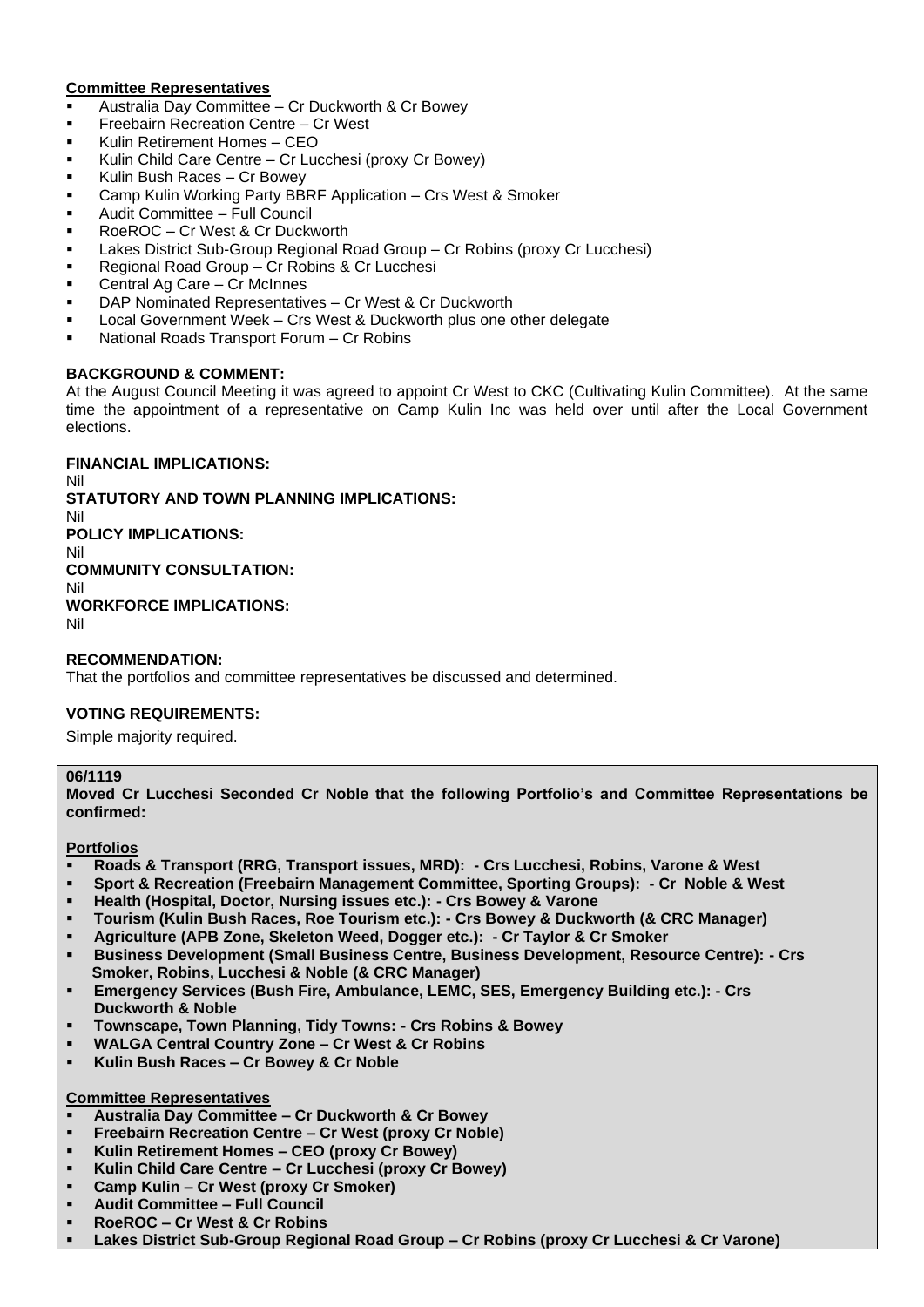**Committee Representatives**

- Australia Day Committee – Cr Duckworth & Cr Bowey
- Freebairn Recreation Centre – Cr West
- Kulin Retirement Homes – CEO
- Kulin Child Care Centre – Cr Lucchesi (proxy Cr Bowey)
- Kulin Bush Races – Cr Bowey
- Camp Kulin Working Party BBRF Application – Crs West & Smoker
- Audit Committee – Full Council
- RoeROC – Cr West & Cr Duckworth
- Lakes District Sub-Group Regional Road Group – Cr Robins (proxy Cr Lucchesi)
- Regional Road Group – Cr Robins & Cr Lucchesi
- Central Ag Care – Cr McInnes
- DAP Nominated Representatives – Cr West & Cr Duckworth
- Local Government Week – Crs West & Duckworth plus one other delegate
- National Roads Transport Forum – Cr Robins

**BACKGROUND & COMMENT:**

At the August Council Meeting it was agreed to appoint Cr West to CKC (Cultivating Kulin Committee). At the same time the appointment of a representative on Camp Kulin Inc was held over until after the Local Government elections.

**FINANCIAL IMPLICATIONS:**
Nil

**STATUTORY AND TOWN PLANNING IMPLICATIONS:**
Nil

**POLICY IMPLICATIONS:**
Nil

**COMMUNITY CONSULTATION:**
Nil

**WORKFORCE IMPLICATIONS:**
Nil

**RECOMMENDATION:**

That the portfolios and committee representatives be discussed and determined.

**VOTING REQUIREMENTS:**

Simple majority required.

**06/1119**

**Moved Cr Lucchesi Seconded Cr Noble that the following Portfolio's and Committee Representations be confirmed:**

**Portfolios**

- **Roads & Transport (RRG, Transport issues, MRD): - Crs Lucchesi, Robins, Varone & West**
- **Sport & Recreation (Freebairn Management Committee, Sporting Groups): - Cr Noble & West**
- **Health (Hospital, Doctor, Nursing issues etc.): - Crs Bowey & Varone**
- **Tourism (Kulin Bush Races, Roe Tourism etc.): - Crs Bowey & Duckworth (& CRC Manager)**
- **Agriculture (APB Zone, Skeleton Weed, Dogger etc.): - Cr Taylor & Cr Smoker**
- **Business Development (Small Business Centre, Business Development, Resource Centre): - Crs Smoker, Robins, Lucchesi & Noble (& CRC Manager)**
- **Emergency Services (Bush Fire, Ambulance, LEMC, SES, Emergency Building etc.): - Crs Duckworth & Noble**
- **Townscape, Town Planning, Tidy Towns: - Crs Robins & Bowey**
- **WALGA Central Country Zone – Cr West & Cr Robins**
- **Kulin Bush Races – Cr Bowey & Cr Noble**

**Committee Representatives**

- **Australia Day Committee – Cr Duckworth & Cr Bowey**
- **Freebairn Recreation Centre – Cr West (proxy Cr Noble)**
- **Kulin Retirement Homes – CEO (proxy Cr Bowey)**
- **Kulin Child Care Centre – Cr Lucchesi (proxy Cr Bowey)**
- **Camp Kulin – Cr West (proxy Cr Smoker)**
- **Audit Committee – Full Council**
- **RoeROC – Cr West & Cr Robins**
- **Lakes District Sub-Group Regional Road Group – Cr Robins (proxy Cr Lucchesi & Cr Varone)**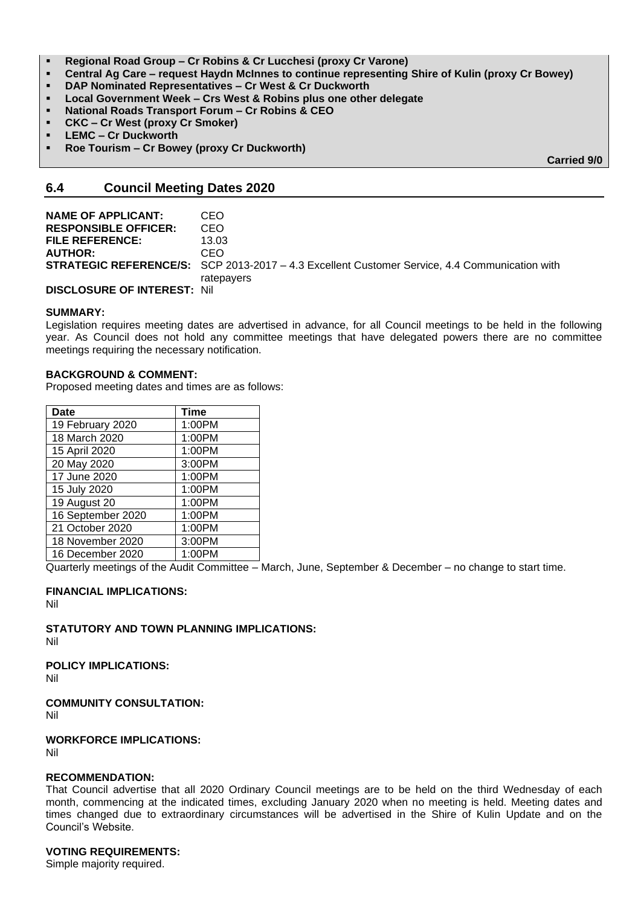- **Regional Road Group – Cr Robins & Cr Lucchesi (proxy Cr Varone)**
- **Central Ag Care – request Haydn McInnes to continue representing Shire of Kulin (proxy Cr Bowey)**
- **DAP Nominated Representatives – Cr West & Cr Duckworth**
- **Local Government Week – Crs West & Robins plus one other delegate**
- **National Roads Transport Forum – Cr Robins & CEO**
- **CKC – Cr West (proxy Cr Smoker)**
- **LEMC – Cr Duckworth**
- **Roe Tourism – Cr Bowey (proxy Cr Duckworth)**

**Carried 9/0**

## 6.4 Council Meeting Dates 2020

**NAME OF APPLICANT:** CEO
**RESPONSIBLE OFFICER:** CEO
**FILE REFERENCE:** 13.03
**AUTHOR:** CEO
**STRATEGIC REFERENCE/S:** SCP 2013-2017 – 4.3 Excellent Customer Service, 4.4 Communication with ratepayers
**DISCLOSURE OF INTEREST:** Nil

**SUMMARY:**
Legislation requires meeting dates are advertised in advance, for all Council meetings to be held in the following year. As Council does not hold any committee meetings that have delegated powers there are no committee meetings requiring the necessary notification.

**BACKGROUND & COMMENT:**
Proposed meeting dates and times are as follows:

| Date | Time |
|---|---|
| 19 February 2020 | 1:00PM |
| 18 March 2020 | 1:00PM |
| 15 April 2020 | 1:00PM |
| 20 May 2020 | 3:00PM |
| 17 June 2020 | 1:00PM |
| 15 July 2020 | 1:00PM |
| 19 August 20 | 1:00PM |
| 16 September 2020 | 1:00PM |
| 21 October 2020 | 1:00PM |
| 18 November 2020 | 3:00PM |
| 16 December 2020 | 1:00PM |

Quarterly meetings of the Audit Committee – March, June, September & December – no change to start time.

**FINANCIAL IMPLICATIONS:**
Nil

**STATUTORY AND TOWN PLANNING IMPLICATIONS:**
Nil

**POLICY IMPLICATIONS:**
Nil

**COMMUNITY CONSULTATION:**
Nil

**WORKFORCE IMPLICATIONS:**
Nil

**RECOMMENDATION:**
That Council advertise that all 2020 Ordinary Council meetings are to be held on the third Wednesday of each month, commencing at the indicated times, excluding January 2020 when no meeting is held. Meeting dates and times changed due to extraordinary circumstances will be advertised in the Shire of Kulin Update and on the Council's Website.

**VOTING REQUIREMENTS:**
Simple majority required.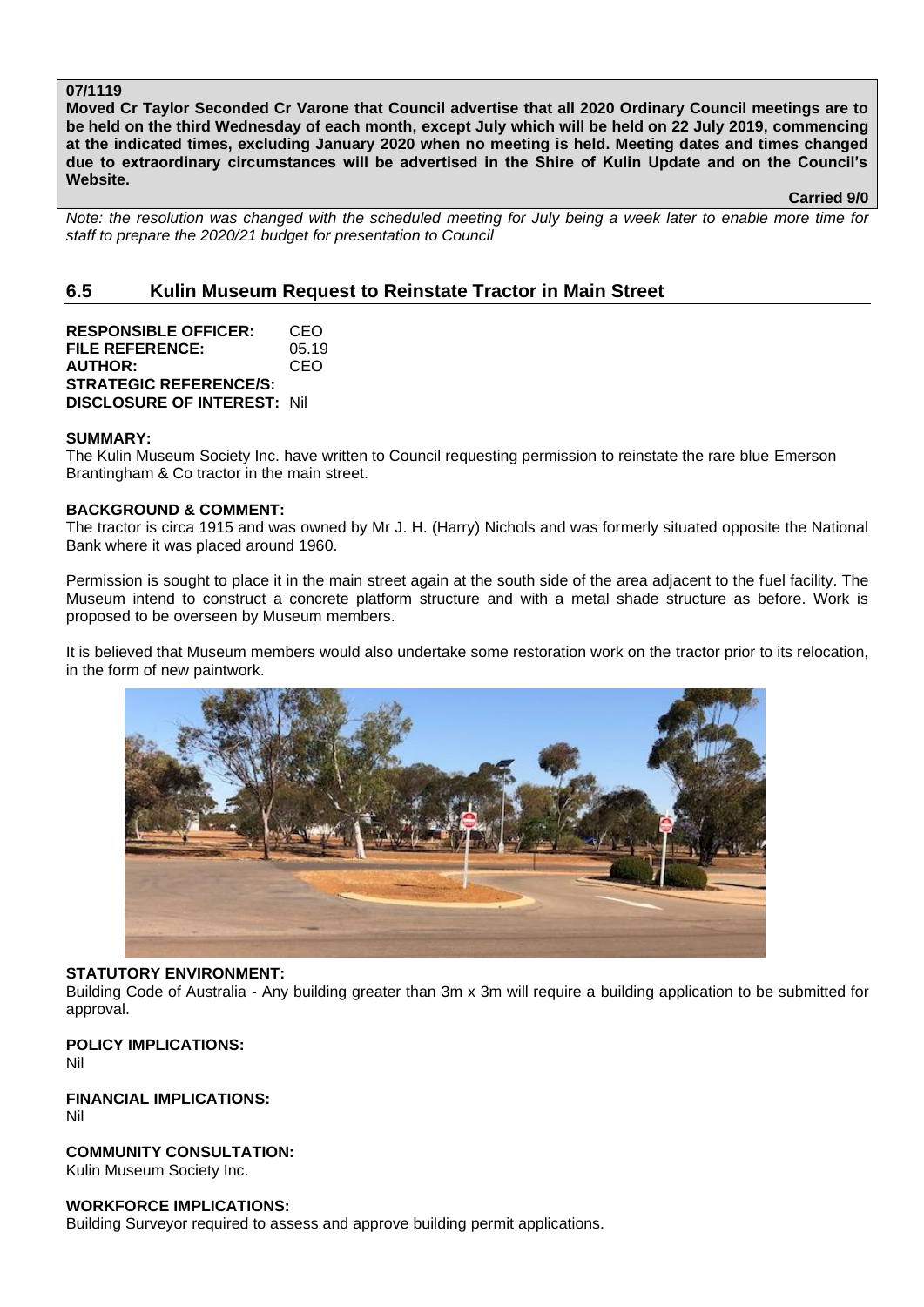**07/1119**

**Moved Cr Taylor Seconded Cr Varone that Council advertise that all 2020 Ordinary Council meetings are to be held on the third Wednesday of each month, except July which will be held on 22 July 2019, commencing at the indicated times, excluding January 2020 when no meeting is held. Meeting dates and times changed due to extraordinary circumstances will be advertised in the Shire of Kulin Update and on the Council's Website.**

**Carried 9/0**

*Note: the resolution was changed with the scheduled meeting for July being a week later to enable more time for staff to prepare the 2020/21 budget for presentation to Council*

## 6.5 Kulin Museum Request to Reinstate Tractor in Main Street

**RESPONSIBLE OFFICER:** CEO
**FILE REFERENCE:** 05.19
**AUTHOR:** CEO
**STRATEGIC REFERENCE/S:**
**DISCLOSURE OF INTEREST:** Nil

**SUMMARY:**
The Kulin Museum Society Inc. have written to Council requesting permission to reinstate the rare blue Emerson Brantingham & Co tractor in the main street.

**BACKGROUND & COMMENT:**
The tractor is circa 1915 and was owned by Mr J. H. (Harry) Nichols and was formerly situated opposite the National Bank where it was placed around 1960.

Permission is sought to place it in the main street again at the south side of the area adjacent to the fuel facility. The Museum intend to construct a concrete platform structure and with a metal shade structure as before. Work is proposed to be overseen by Museum members.

It is believed that Museum members would also undertake some restoration work on the tractor prior to its relocation, in the form of new paintwork.

**STATUTORY ENVIRONMENT:**
Building Code of Australia - Any building greater than 3m x 3m will require a building application to be submitted for approval.

**POLICY IMPLICATIONS:**
Nil

**FINANCIAL IMPLICATIONS:**
Nil

**COMMUNITY CONSULTATION:**
Kulin Museum Society Inc.

**WORKFORCE IMPLICATIONS:**
Building Surveyor required to assess and approve building permit applications.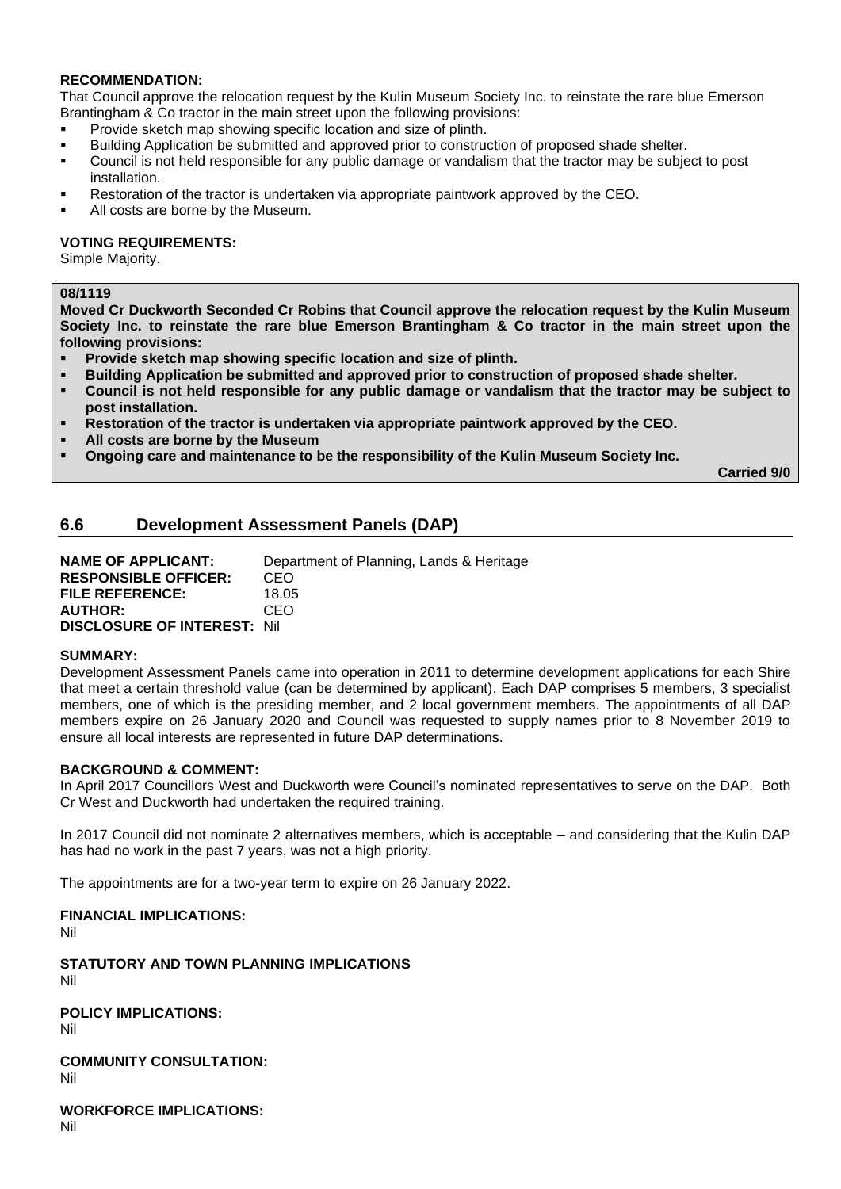**RECOMMENDATION:**

That Council approve the relocation request by the Kulin Museum Society Inc. to reinstate the rare blue Emerson Brantingham & Co tractor in the main street upon the following provisions:

- Provide sketch map showing specific location and size of plinth.
- Building Application be submitted and approved prior to construction of proposed shade shelter.
- Council is not held responsible for any public damage or vandalism that the tractor may be subject to post installation.
- Restoration of the tractor is undertaken via appropriate paintwork approved by the CEO.
- All costs are borne by the Museum.

**VOTING REQUIREMENTS:**

Simple Majority.

**08/1119**

**Moved Cr Duckworth Seconded Cr Robins that Council approve the relocation request by the Kulin Museum Society Inc. to reinstate the rare blue Emerson Brantingham & Co tractor in the main street upon the following provisions:**

- **Provide sketch map showing specific location and size of plinth.**
- **Building Application be submitted and approved prior to construction of proposed shade shelter.**
- **Council is not held responsible for any public damage or vandalism that the tractor may be subject to post installation.**
- **Restoration of the tractor is undertaken via appropriate paintwork approved by the CEO.**
- **All costs are borne by the Museum**
- **Ongoing care and maintenance to be the responsibility of the Kulin Museum Society Inc.**

**Carried 9/0**

## 6.6 Development Assessment Panels (DAP)

**NAME OF APPLICANT:** Department of Planning, Lands & Heritage
**RESPONSIBLE OFFICER:** CEO
**FILE REFERENCE:** 18.05
**AUTHOR:** CEO
**DISCLOSURE OF INTEREST:** Nil

**SUMMARY:**

Development Assessment Panels came into operation in 2011 to determine development applications for each Shire that meet a certain threshold value (can be determined by applicant). Each DAP comprises 5 members, 3 specialist members, one of which is the presiding member, and 2 local government members. The appointments of all DAP members expire on 26 January 2020 and Council was requested to supply names prior to 8 November 2019 to ensure all local interests are represented in future DAP determinations.

**BACKGROUND & COMMENT:**

In April 2017 Councillors West and Duckworth were Council's nominated representatives to serve on the DAP. Both Cr West and Duckworth had undertaken the required training.

In 2017 Council did not nominate 2 alternatives members, which is acceptable – and considering that the Kulin DAP has had no work in the past 7 years, was not a high priority.

The appointments are for a two-year term to expire on 26 January 2022.

**FINANCIAL IMPLICATIONS:**

Nil

**STATUTORY AND TOWN PLANNING IMPLICATIONS**

Nil

**POLICY IMPLICATIONS:**

Nil

**COMMUNITY CONSULTATION:**

Nil

**WORKFORCE IMPLICATIONS:**

Nil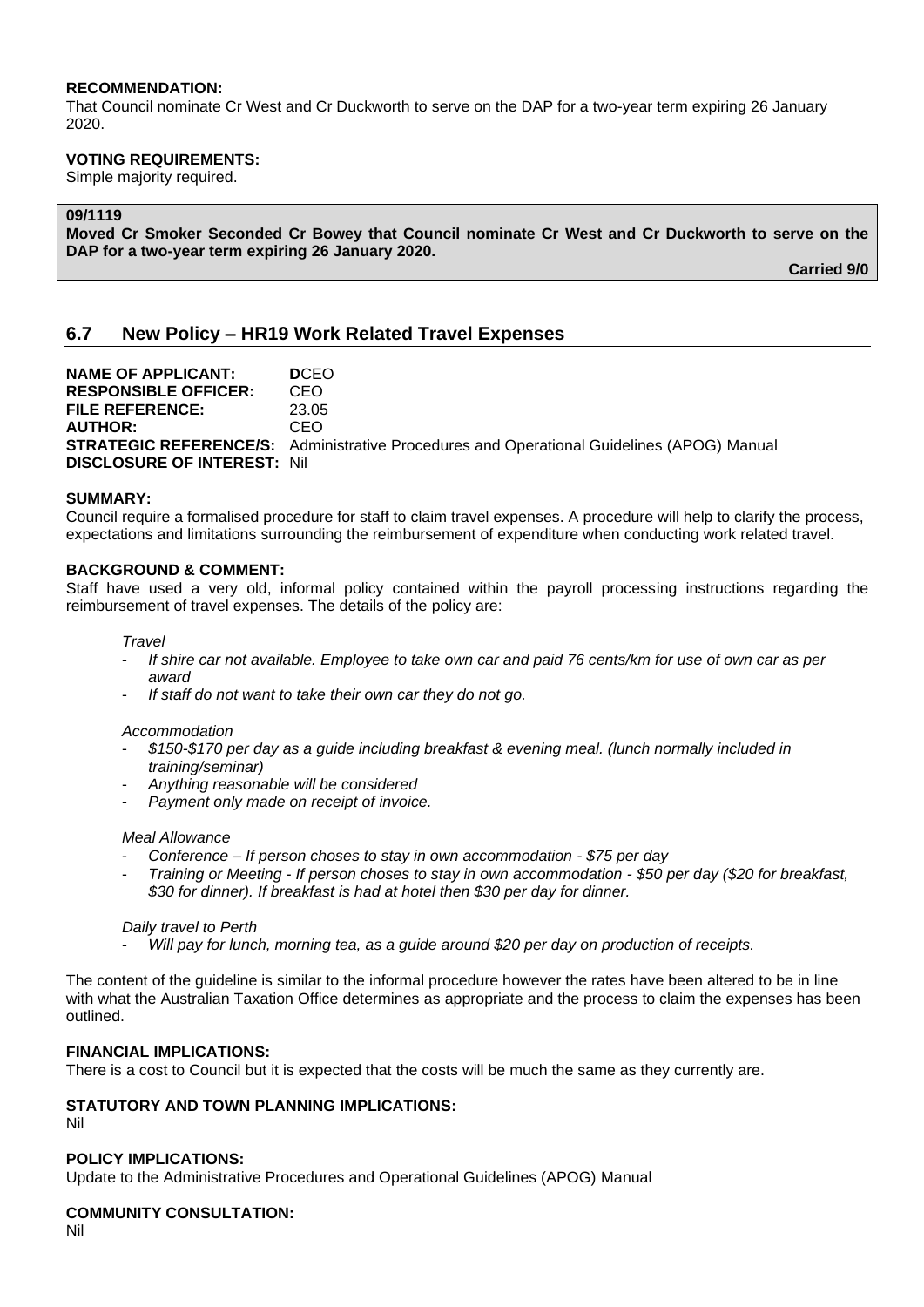**RECOMMENDATION:**
That Council nominate Cr West and Cr Duckworth to serve on the DAP for a two-year term expiring 26 January 2020.

**VOTING REQUIREMENTS:**
Simple majority required.

**09/1119**
**Moved Cr Smoker Seconded Cr Bowey that Council nominate Cr West and Cr Duckworth to serve on the DAP for a two-year term expiring 26 January 2020.**

**Carried 9/0**

## 6.7 New Policy – HR19 Work Related Travel Expenses

**NAME OF APPLICANT:** DCEO
**RESPONSIBLE OFFICER:** CEO
**FILE REFERENCE:** 23.05
**AUTHOR:** CEO
**STRATEGIC REFERENCE/S:** Administrative Procedures and Operational Guidelines (APOG) Manual
**DISCLOSURE OF INTEREST:** Nil

**SUMMARY:**
Council require a formalised procedure for staff to claim travel expenses. A procedure will help to clarify the process, expectations and limitations surrounding the reimbursement of expenditure when conducting work related travel.

**BACKGROUND & COMMENT:**
Staff have used a very old, informal policy contained within the payroll processing instructions regarding the reimbursement of travel expenses. The details of the policy are:

*Travel*
- *If shire car not available. Employee to take own car and paid 76 cents/km for use of own car as per award*
- *If staff do not want to take their own car they do not go.*

*Accommodation*
- *$150-$170 per day as a guide including breakfast & evening meal. (lunch normally included in training/seminar)*
- *Anything reasonable will be considered*
- *Payment only made on receipt of invoice.*

*Meal Allowance*
- *Conference – If person choses to stay in own accommodation - $75 per day*
- *Training or Meeting - If person choses to stay in own accommodation - $50 per day ($20 for breakfast, $30 for dinner). If breakfast is had at hotel then $30 per day for dinner.*

*Daily travel to Perth*
- *Will pay for lunch, morning tea, as a guide around $20 per day on production of receipts.*

The content of the guideline is similar to the informal procedure however the rates have been altered to be in line with what the Australian Taxation Office determines as appropriate and the process to claim the expenses has been outlined.

**FINANCIAL IMPLICATIONS:**
There is a cost to Council but it is expected that the costs will be much the same as they currently are.

**STATUTORY AND TOWN PLANNING IMPLICATIONS:**
Nil

**POLICY IMPLICATIONS:**
Update to the Administrative Procedures and Operational Guidelines (APOG) Manual

**COMMUNITY CONSULTATION:**
Nil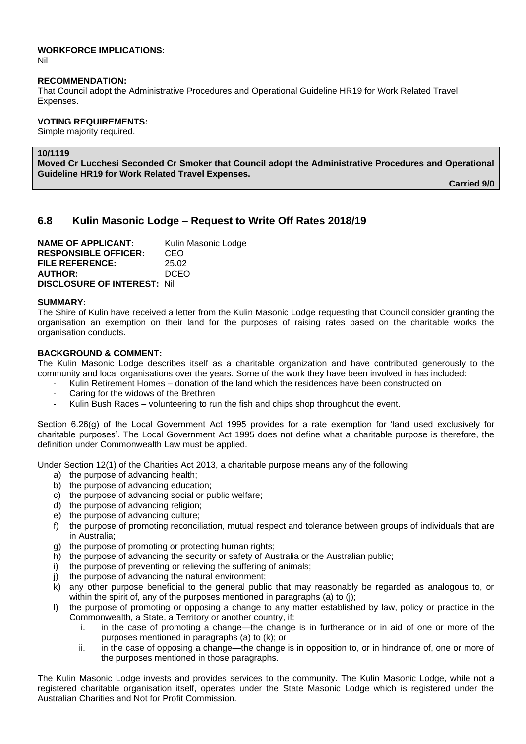**WORKFORCE IMPLICATIONS:**
Nil

**RECOMMENDATION:**
That Council adopt the Administrative Procedures and Operational Guideline HR19 for Work Related Travel Expenses.

**VOTING REQUIREMENTS:**
Simple majority required.

**10/1119**
**Moved Cr Lucchesi Seconded Cr Smoker that Council adopt the Administrative Procedures and Operational Guideline HR19 for Work Related Travel Expenses.**

**Carried 9/0**

## 6.8 Kulin Masonic Lodge – Request to Write Off Rates 2018/19

**NAME OF APPLICANT:** Kulin Masonic Lodge
**RESPONSIBLE OFFICER:** CEO
**FILE REFERENCE:** 25.02
**AUTHOR:** DCEO
**DISCLOSURE OF INTEREST:** Nil

**SUMMARY:**
The Shire of Kulin have received a letter from the Kulin Masonic Lodge requesting that Council consider granting the organisation an exemption on their land for the purposes of raising rates based on the charitable works the organisation conducts.

**BACKGROUND & COMMENT:**
The Kulin Masonic Lodge describes itself as a charitable organization and have contributed generously to the community and local organisations over the years. Some of the work they have been involved in has included:

- Kulin Retirement Homes – donation of the land which the residences have been constructed on
- Caring for the widows of the Brethren
- Kulin Bush Races – volunteering to run the fish and chips shop throughout the event.

Section 6.26(g) of the Local Government Act 1995 provides for a rate exemption for 'land used exclusively for charitable purposes'. The Local Government Act 1995 does not define what a charitable purpose is therefore, the definition under Commonwealth Law must be applied.

Under Section 12(1) of the Charities Act 2013, a charitable purpose means any of the following:

a) the purpose of advancing health;
b) the purpose of advancing education;
c) the purpose of advancing social or public welfare;
d) the purpose of advancing religion;
e) the purpose of advancing culture;
f) the purpose of promoting reconciliation, mutual respect and tolerance between groups of individuals that are in Australia;
g) the purpose of promoting or protecting human rights;
h) the purpose of advancing the security or safety of Australia or the Australian public;
i) the purpose of preventing or relieving the suffering of animals;
j) the purpose of advancing the natural environment;
k) any other purpose beneficial to the general public that may reasonably be regarded as analogous to, or within the spirit of, any of the purposes mentioned in paragraphs (a) to (j);
l) the purpose of promoting or opposing a change to any matter established by law, policy or practice in the Commonwealth, a State, a Territory or another country, if:
   i. in the case of promoting a change—the change is in furtherance or in aid of one or more of the purposes mentioned in paragraphs (a) to (k); or
   ii. in the case of opposing a change—the change is in opposition to, or in hindrance of, one or more of the purposes mentioned in those paragraphs.

The Kulin Masonic Lodge invests and provides services to the community. The Kulin Masonic Lodge, while not a registered charitable organisation itself, operates under the State Masonic Lodge which is registered under the Australian Charities and Not for Profit Commission.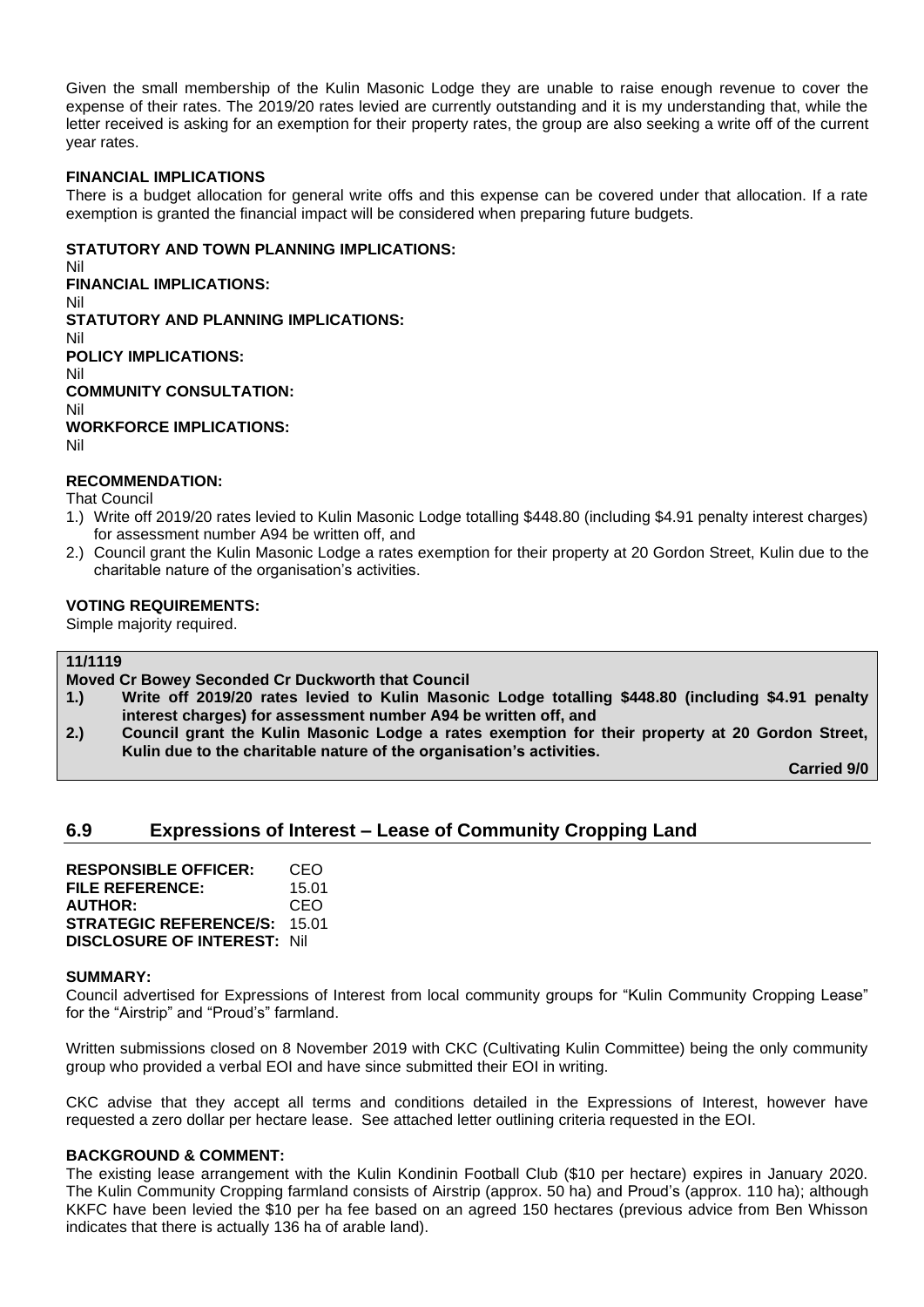Given the small membership of the Kulin Masonic Lodge they are unable to raise enough revenue to cover the expense of their rates. The 2019/20 rates levied are currently outstanding and it is my understanding that, while the letter received is asking for an exemption for their property rates, the group are also seeking a write off of the current year rates.

**FINANCIAL IMPLICATIONS**

There is a budget allocation for general write offs and this expense can be covered under that allocation. If a rate exemption is granted the financial impact will be considered when preparing future budgets.

**STATUTORY AND TOWN PLANNING IMPLICATIONS:**
Nil

**FINANCIAL IMPLICATIONS:**
Nil

**STATUTORY AND PLANNING IMPLICATIONS:**
Nil

**POLICY IMPLICATIONS:**
Nil

**COMMUNITY CONSULTATION:**
Nil

**WORKFORCE IMPLICATIONS:**
Nil

**RECOMMENDATION:**

That Council

1.) Write off 2019/20 rates levied to Kulin Masonic Lodge totalling $448.80 (including $4.91 penalty interest charges) for assessment number A94 be written off, and
2.) Council grant the Kulin Masonic Lodge a rates exemption for their property at 20 Gordon Street, Kulin due to the charitable nature of the organisation's activities.

**VOTING REQUIREMENTS:**

Simple majority required.

**11/1119**

**Moved Cr Bowey Seconded Cr Duckworth that Council**

**1.) Write off 2019/20 rates levied to Kulin Masonic Lodge totalling $448.80 (including $4.91 penalty interest charges) for assessment number A94 be written off, and**

**2.) Council grant the Kulin Masonic Lodge a rates exemption for their property at 20 Gordon Street, Kulin due to the charitable nature of the organisation's activities.**

**Carried 9/0**

## 6.9 Expressions of Interest – Lease of Community Cropping Land

**RESPONSIBLE OFFICER:** CEO
**FILE REFERENCE:** 15.01
**AUTHOR:** CEO
**STRATEGIC REFERENCE/S:** 15.01
**DISCLOSURE OF INTEREST:** Nil

**SUMMARY:**

Council advertised for Expressions of Interest from local community groups for "Kulin Community Cropping Lease" for the "Airstrip" and "Proud's" farmland.

Written submissions closed on 8 November 2019 with CKC (Cultivating Kulin Committee) being the only community group who provided a verbal EOI and have since submitted their EOI in writing.

CKC advise that they accept all terms and conditions detailed in the Expressions of Interest, however have requested a zero dollar per hectare lease. See attached letter outlining criteria requested in the EOI.

**BACKGROUND & COMMENT:**

The existing lease arrangement with the Kulin Kondinin Football Club ($10 per hectare) expires in January 2020. The Kulin Community Cropping farmland consists of Airstrip (approx. 50 ha) and Proud's (approx. 110 ha); although KKFC have been levied the $10 per ha fee based on an agreed 150 hectares (previous advice from Ben Whisson indicates that there is actually 136 ha of arable land).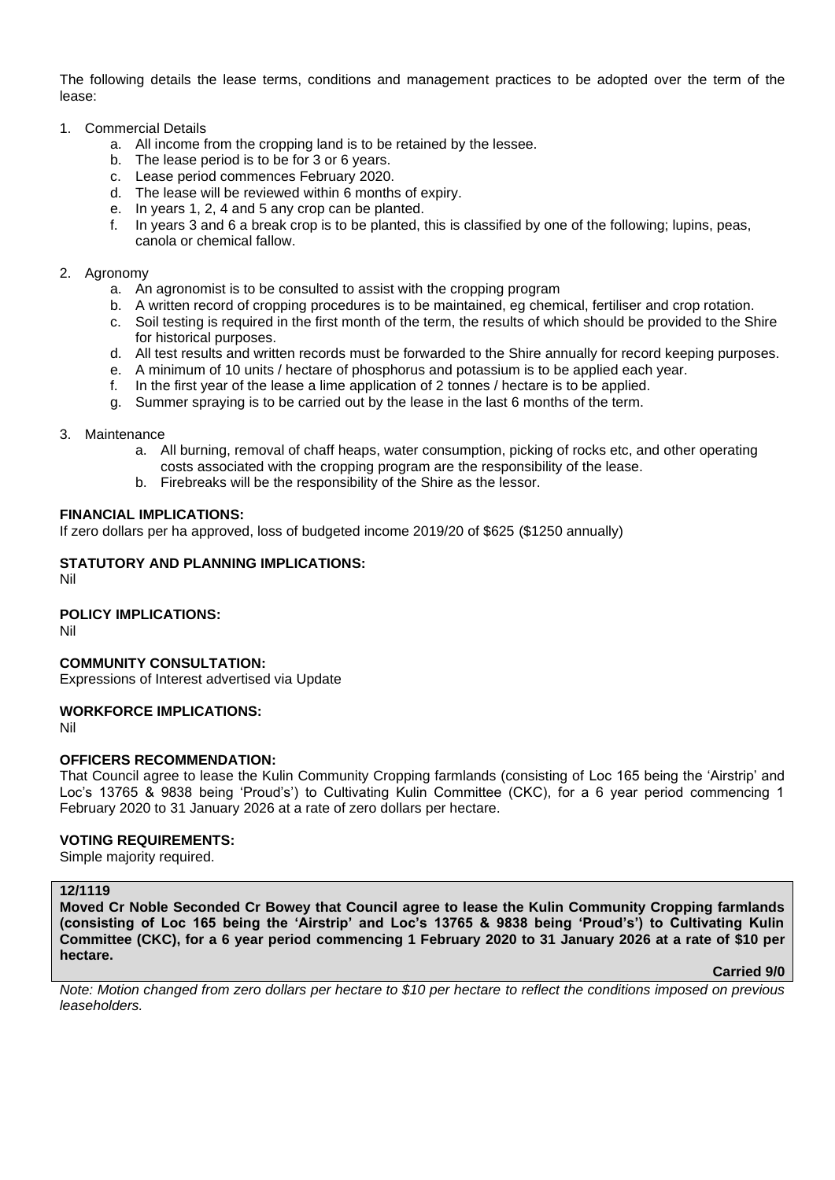The following details the lease terms, conditions and management practices to be adopted over the term of the lease:

1. Commercial Details
    a. All income from the cropping land is to be retained by the lessee.
    b. The lease period is to be for 3 or 6 years.
    c. Lease period commences February 2020.
    d. The lease will be reviewed within 6 months of expiry.
    e. In years 1, 2, 4 and 5 any crop can be planted.
    f. In years 3 and 6 a break crop is to be planted, this is classified by one of the following; lupins, peas, canola or chemical fallow.

2. Agronomy
    a. An agronomist is to be consulted to assist with the cropping program
    b. A written record of cropping procedures is to be maintained, eg chemical, fertiliser and crop rotation.
    c. Soil testing is required in the first month of the term, the results of which should be provided to the Shire for historical purposes.
    d. All test results and written records must be forwarded to the Shire annually for record keeping purposes.
    e. A minimum of 10 units / hectare of phosphorus and potassium is to be applied each year.
    f. In the first year of the lease a lime application of 2 tonnes / hectare is to be applied.
    g. Summer spraying is to be carried out by the lease in the last 6 months of the term.

3. Maintenance
    a. All burning, removal of chaff heaps, water consumption, picking of rocks etc, and other operating costs associated with the cropping program are the responsibility of the lease.
    b. Firebreaks will be the responsibility of the Shire as the lessor.

**FINANCIAL IMPLICATIONS:**
If zero dollars per ha approved, loss of budgeted income 2019/20 of $625 ($1250 annually)

**STATUTORY AND PLANNING IMPLICATIONS:**
Nil

**POLICY IMPLICATIONS:**
Nil

**COMMUNITY CONSULTATION:**
Expressions of Interest advertised via Update

**WORKFORCE IMPLICATIONS:**
Nil

**OFFICERS RECOMMENDATION:**
That Council agree to lease the Kulin Community Cropping farmlands (consisting of Loc 165 being the 'Airstrip' and Loc's 13765 & 9838 being 'Proud's') to Cultivating Kulin Committee (CKC), for a 6 year period commencing 1 February 2020 to 31 January 2026 at a rate of zero dollars per hectare.

**VOTING REQUIREMENTS:**
Simple majority required.

**12/1119**
**Moved Cr Noble Seconded Cr Bowey that Council agree to lease the Kulin Community Cropping farmlands (consisting of Loc 165 being the 'Airstrip' and Loc's 13765 & 9838 being 'Proud's') to Cultivating Kulin Committee (CKC), for a 6 year period commencing 1 February 2020 to 31 January 2026 at a rate of $10 per hectare.**

**Carried 9/0**

*Note: Motion changed from zero dollars per hectare to $10 per hectare to reflect the conditions imposed on previous leaseholders.*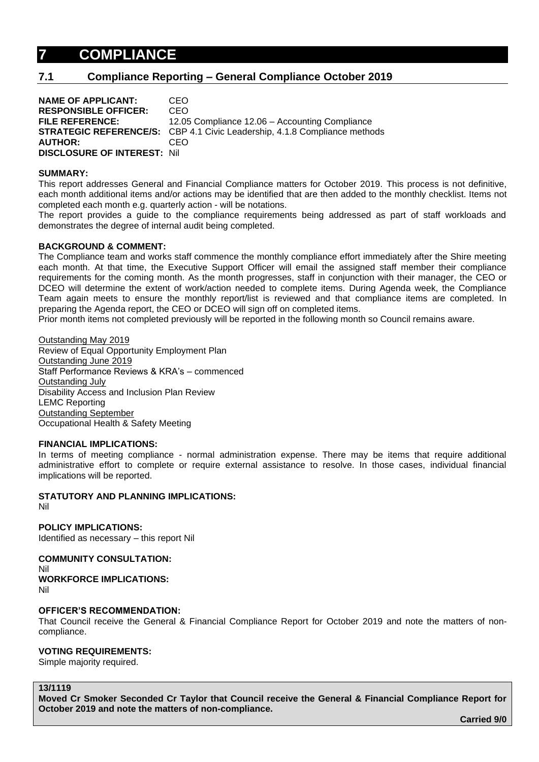# 7 COMPLIANCE

## 7.1 Compliance Reporting – General Compliance October 2019

**NAME OF APPLICANT:** CEO
**RESPONSIBLE OFFICER:** CEO
**FILE REFERENCE:** 12.05 Compliance 12.06 – Accounting Compliance
**STRATEGIC REFERENCE/S:** CBP 4.1 Civic Leadership, 4.1.8 Compliance methods
**AUTHOR:** CEO
**DISCLOSURE OF INTEREST:** Nil

**SUMMARY:**
This report addresses General and Financial Compliance matters for October 2019. This process is not definitive, each month additional items and/or actions may be identified that are then added to the monthly checklist. Items not completed each month e.g. quarterly action - will be notations.
The report provides a guide to the compliance requirements being addressed as part of staff workloads and demonstrates the degree of internal audit being completed.

**BACKGROUND & COMMENT:**
The Compliance team and works staff commence the monthly compliance effort immediately after the Shire meeting each month. At that time, the Executive Support Officer will email the assigned staff member their compliance requirements for the coming month. As the month progresses, staff in conjunction with their manager, the CEO or DCEO will determine the extent of work/action needed to complete items. During Agenda week, the Compliance Team again meets to ensure the monthly report/list is reviewed and that compliance items are completed. In preparing the Agenda report, the CEO or DCEO will sign off on completed items.
Prior month items not completed previously will be reported in the following month so Council remains aware.

<u>Outstanding May 2019</u>
Review of Equal Opportunity Employment Plan
<u>Outstanding June 2019</u>
Staff Performance Reviews & KRA's – commenced
<u>Outstanding July</u>
Disability Access and Inclusion Plan Review
LEMC Reporting
<u>Outstanding September</u>
Occupational Health & Safety Meeting

**FINANCIAL IMPLICATIONS:**
In terms of meeting compliance - normal administration expense. There may be items that require additional administrative effort to complete or require external assistance to resolve. In those cases, individual financial implications will be reported.

**STATUTORY AND PLANNING IMPLICATIONS:**
Nil

**POLICY IMPLICATIONS:**
Identified as necessary – this report Nil

**COMMUNITY CONSULTATION:**
Nil

**WORKFORCE IMPLICATIONS:**
Nil

**OFFICER'S RECOMMENDATION:**
That Council receive the General & Financial Compliance Report for October 2019 and note the matters of non-compliance.

**VOTING REQUIREMENTS:**
Simple majority required.

**13/1119**
**Moved Cr Smoker Seconded Cr Taylor that Council receive the General & Financial Compliance Report for October 2019 and note the matters of non-compliance.**

**Carried 9/0**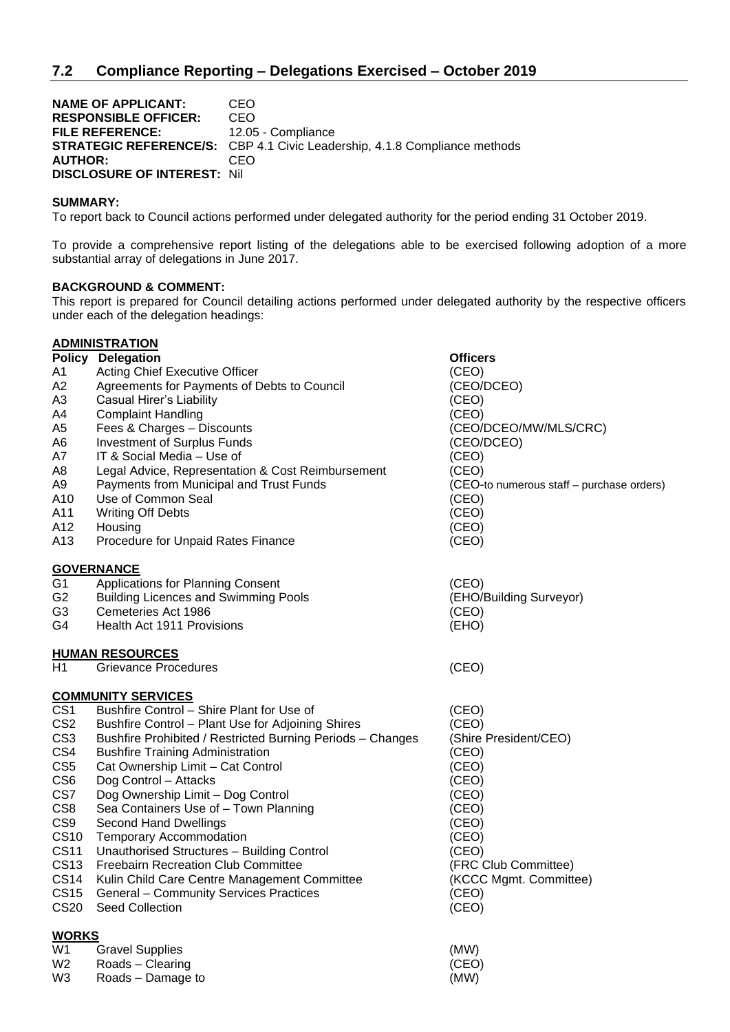## 7.2 Compliance Reporting – Delegations Exercised – October 2019

**NAME OF APPLICANT:** CEO
**RESPONSIBLE OFFICER:** CEO
**FILE REFERENCE:** 12.05 - Compliance
**STRATEGIC REFERENCE/S:** CBP 4.1 Civic Leadership, 4.1.8 Compliance methods
**AUTHOR:** CEO
**DISCLOSURE OF INTEREST:** Nil

**SUMMARY:**
To report back to Council actions performed under delegated authority for the period ending 31 October 2019.

To provide a comprehensive report listing of the delegations able to be exercised following adoption of a more substantial array of delegations in June 2017.

**BACKGROUND & COMMENT:**
This report is prepared for Council detailing actions performed under delegated authority by the respective officers under each of the delegation headings:

**ADMINISTRATION**

| Policy | Delegation | Officers |
|---|---|---|
| A1 | Acting Chief Executive Officer | (CEO) |
| A2 | Agreements for Payments of Debts to Council | (CEO/DCEO) |
| A3 | Casual Hirer's Liability | (CEO) |
| A4 | Complaint Handling | (CEO) |
| A5 | Fees & Charges – Discounts | (CEO/DCEO/MW/MLS/CRC) |
| A6 | Investment of Surplus Funds | (CEO/DCEO) |
| A7 | IT & Social Media – Use of | (CEO) |
| A8 | Legal Advice, Representation & Cost Reimbursement | (CEO) |
| A9 | Payments from Municipal and Trust Funds | (CEO-to numerous staff – purchase orders) |
| A10 | Use of Common Seal | (CEO) |
| A11 | Writing Off Debts | (CEO) |
| A12 | Housing | (CEO) |
| A13 | Procedure for Unpaid Rates Finance | (CEO) |

**GOVERNANCE**

| | | |
|---|---|---|
| G1 | Applications for Planning Consent | (CEO) |
| G2 | Building Licences and Swimming Pools | (EHO/Building Surveyor) |
| G3 | Cemeteries Act 1986 | (CEO) |
| G4 | Health Act 1911 Provisions | (EHO) |

**HUMAN RESOURCES**

| | | |
|---|---|---|
| H1 | Grievance Procedures | (CEO) |

**COMMUNITY SERVICES**

| | | |
|---|---|---|
| CS1 | Bushfire Control – Shire Plant for Use of | (CEO) |
| CS2 | Bushfire Control – Plant Use for Adjoining Shires | (CEO) |
| CS3 | Bushfire Prohibited / Restricted Burning Periods – Changes | (Shire President/CEO) |
| CS4 | Bushfire Training Administration | (CEO) |
| CS5 | Cat Ownership Limit – Cat Control | (CEO) |
| CS6 | Dog Control – Attacks | (CEO) |
| CS7 | Dog Ownership Limit – Dog Control | (CEO) |
| CS8 | Sea Containers Use of – Town Planning | (CEO) |
| CS9 | Second Hand Dwellings | (CEO) |
| CS10 | Temporary Accommodation | (CEO) |
| CS11 | Unauthorised Structures – Building Control | (CEO) |
| CS13 | Freebairn Recreation Club Committee | (FRC Club Committee) |
| CS14 | Kulin Child Care Centre Management Committee | (KCCC Mgmt. Committee) |
| CS15 | General – Community Services Practices | (CEO) |
| CS20 | Seed Collection | (CEO) |

**WORKS**

| | | |
|---|---|---|
| W1 | Gravel Supplies | (MW) |
| W2 | Roads – Clearing | (CEO) |
| W3 | Roads – Damage to | (MW) |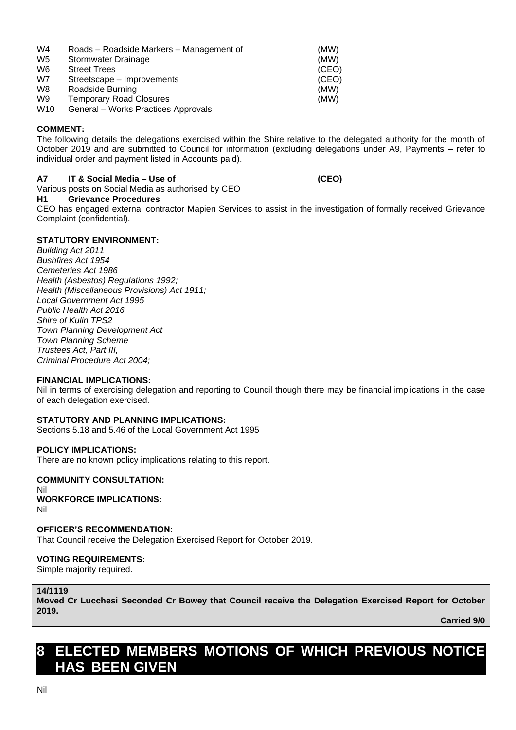| | | |
|---|---|---|
| W4 | Roads – Roadside Markers – Management of | (MW) |
| W5 | Stormwater Drainage | (MW) |
| W6 | Street Trees | (CEO) |
| W7 | Streetscape – Improvements | (CEO) |
| W8 | Roadside Burning | (MW) |
| W9 | Temporary Road Closures | (MW) |
| W10 | General – Works Practices Approvals | |

**COMMENT:**

The following details the delegations exercised within the Shire relative to the delegated authority for the month of October 2019 and are submitted to Council for information (excluding delegations under A9, Payments – refer to individual order and payment listed in Accounts paid).

**A7 IT & Social Media – Use of (CEO)**

Various posts on Social Media as authorised by CEO

**H1 Grievance Procedures**

CEO has engaged external contractor Mapien Services to assist in the investigation of formally received Grievance Complaint (confidential).

**STATUTORY ENVIRONMENT:**

*Building Act 2011*
*Bushfires Act 1954*
*Cemeteries Act 1986*
*Health (Asbestos) Regulations 1992;*
*Health (Miscellaneous Provisions) Act 1911;*
*Local Government Act 1995*
*Public Health Act 2016*
*Shire of Kulin TPS2*
*Town Planning Development Act*
*Town Planning Scheme*
*Trustees Act, Part III,*
*Criminal Procedure Act 2004;*

**FINANCIAL IMPLICATIONS:**

Nil in terms of exercising delegation and reporting to Council though there may be financial implications in the case of each delegation exercised.

**STATUTORY AND PLANNING IMPLICATIONS:**

Sections 5.18 and 5.46 of the Local Government Act 1995

**POLICY IMPLICATIONS:**

There are no known policy implications relating to this report.

**COMMUNITY CONSULTATION:**

Nil

**WORKFORCE IMPLICATIONS:**

Nil

**OFFICER'S RECOMMENDATION:**

That Council receive the Delegation Exercised Report for October 2019.

**VOTING REQUIREMENTS:**

Simple majority required.

**14/1119**

**Moved Cr Lucchesi Seconded Cr Bowey that Council receive the Delegation Exercised Report for October 2019.**

**Carried 9/0**

# 8 ELECTED MEMBERS MOTIONS OF WHICH PREVIOUS NOTICE HAS BEEN GIVEN

Nil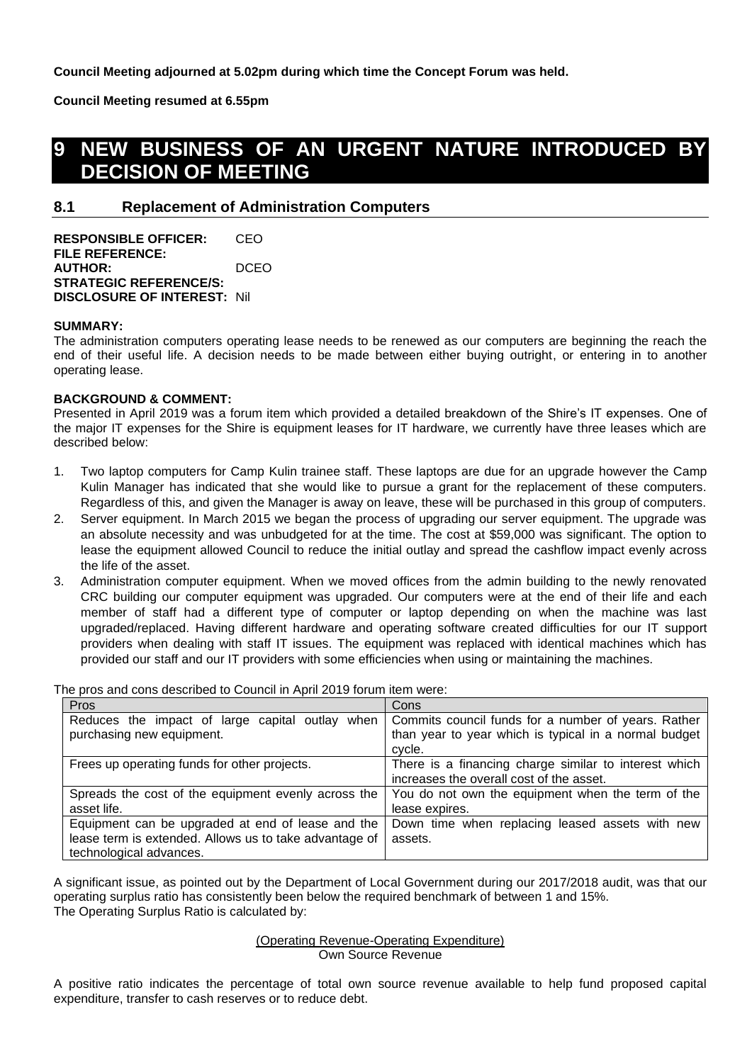**Council Meeting adjourned at 5.02pm during which time the Concept Forum was held.**

**Council Meeting resumed at 6.55pm**

# 9 NEW BUSINESS OF AN URGENT NATURE INTRODUCED BY DECISION OF MEETING

## 8.1 Replacement of Administration Computers

**RESPONSIBLE OFFICER:** CEO
**FILE REFERENCE:**
**AUTHOR:** DCEO
**STRATEGIC REFERENCE/S:**
**DISCLOSURE OF INTEREST:** Nil

**SUMMARY:**
The administration computers operating lease needs to be renewed as our computers are beginning the reach the end of their useful life. A decision needs to be made between either buying outright, or entering in to another operating lease.

**BACKGROUND & COMMENT:**
Presented in April 2019 was a forum item which provided a detailed breakdown of the Shire's IT expenses. One of the major IT expenses for the Shire is equipment leases for IT hardware, we currently have three leases which are described below:

1. Two laptop computers for Camp Kulin trainee staff. These laptops are due for an upgrade however the Camp Kulin Manager has indicated that she would like to pursue a grant for the replacement of these computers. Regardless of this, and given the Manager is away on leave, these will be purchased in this group of computers.
2. Server equipment. In March 2015 we began the process of upgrading our server equipment. The upgrade was an absolute necessity and was unbudgeted for at the time. The cost at $59,000 was significant. The option to lease the equipment allowed Council to reduce the initial outlay and spread the cashflow impact evenly across the life of the asset.
3. Administration computer equipment. When we moved offices from the admin building to the newly renovated CRC building our computer equipment was upgraded. Our computers were at the end of their life and each member of staff had a different type of computer or laptop depending on when the machine was last upgraded/replaced. Having different hardware and operating software created difficulties for our IT support providers when dealing with staff IT issues. The equipment was replaced with identical machines which has provided our staff and our IT providers with some efficiencies when using or maintaining the machines.

The pros and cons described to Council in April 2019 forum item were:

| Pros | Cons |
|---|---|
| Reduces the impact of large capital outlay when purchasing new equipment. | Commits council funds for a number of years. Rather than year to year which is typical in a normal budget cycle. |
| Frees up operating funds for other projects. | There is a financing charge similar to interest which increases the overall cost of the asset. |
| Spreads the cost of the equipment evenly across the asset life. | You do not own the equipment when the term of the lease expires. |
| Equipment can be upgraded at end of lease and the lease term is extended. Allows us to take advantage of technological advances. | Down time when replacing leased assets with new assets. |

A significant issue, as pointed out by the Department of Local Government during our 2017/2018 audit, was that our operating surplus ratio has consistently been below the required benchmark of between 1 and 15%.
The Operating Surplus Ratio is calculated by:

$$\frac{\text{(Operating Revenue-Operating Expenditure)}}{\text{Own Source Revenue}}$$

A positive ratio indicates the percentage of total own source revenue available to help fund proposed capital expenditure, transfer to cash reserves or to reduce debt.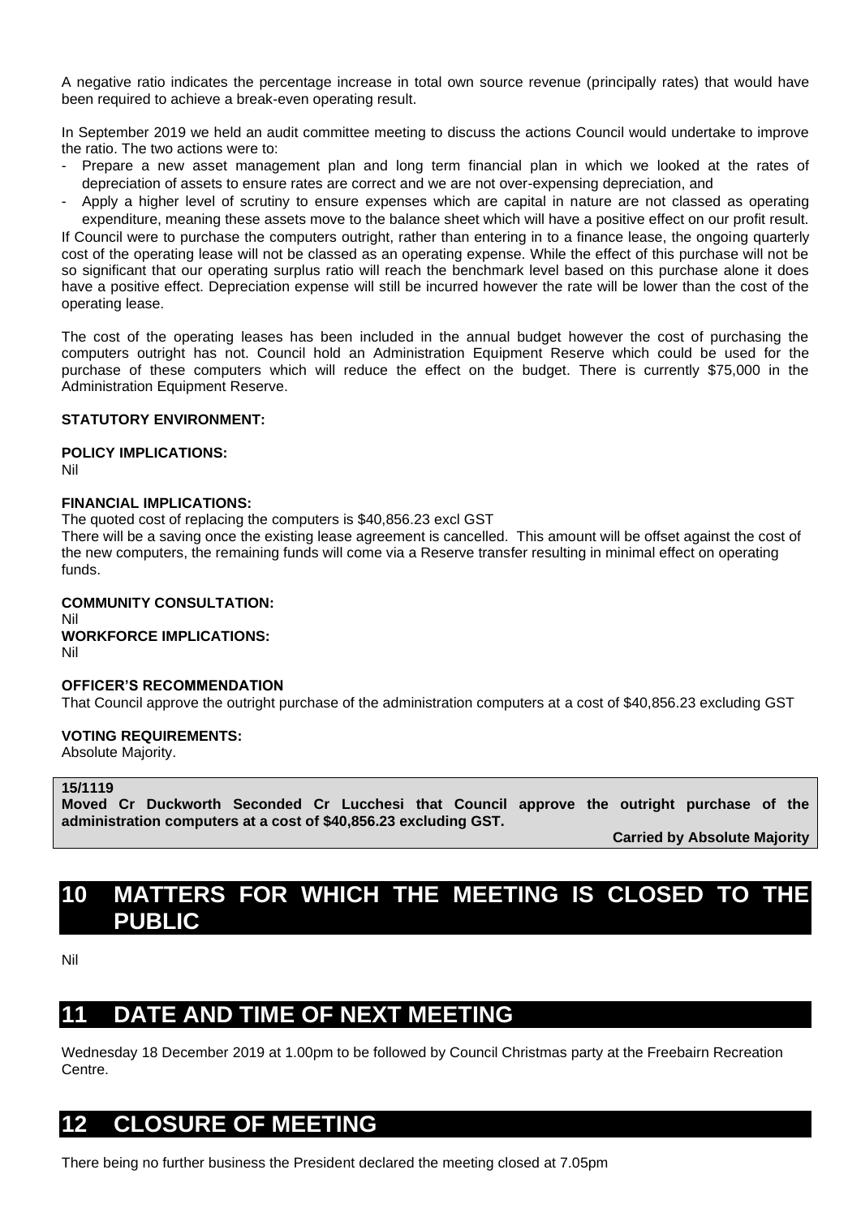A negative ratio indicates the percentage increase in total own source revenue (principally rates) that would have been required to achieve a break-even operating result.

In September 2019 we held an audit committee meeting to discuss the actions Council would undertake to improve the ratio. The two actions were to:

- Prepare a new asset management plan and long term financial plan in which we looked at the rates of depreciation of assets to ensure rates are correct and we are not over-expensing depreciation, and
- Apply a higher level of scrutiny to ensure expenses which are capital in nature are not classed as operating expenditure, meaning these assets move to the balance sheet which will have a positive effect on our profit result.

If Council were to purchase the computers outright, rather than entering in to a finance lease, the ongoing quarterly cost of the operating lease will not be classed as an operating expense. While the effect of this purchase will not be so significant that our operating surplus ratio will reach the benchmark level based on this purchase alone it does have a positive effect. Depreciation expense will still be incurred however the rate will be lower than the cost of the operating lease.

The cost of the operating leases has been included in the annual budget however the cost of purchasing the computers outright has not. Council hold an Administration Equipment Reserve which could be used for the purchase of these computers which will reduce the effect on the budget. There is currently $75,000 in the Administration Equipment Reserve.

**STATUTORY ENVIRONMENT:**

**POLICY IMPLICATIONS:**
Nil

**FINANCIAL IMPLICATIONS:**
The quoted cost of replacing the computers is $40,856.23 excl GST
There will be a saving once the existing lease agreement is cancelled. This amount will be offset against the cost of the new computers, the remaining funds will come via a Reserve transfer resulting in minimal effect on operating funds.

**COMMUNITY CONSULTATION:**
Nil
**WORKFORCE IMPLICATIONS:**
Nil

**OFFICER'S RECOMMENDATION**
That Council approve the outright purchase of the administration computers at a cost of $40,856.23 excluding GST

**VOTING REQUIREMENTS:**
Absolute Majority.

**15/1119**
**Moved Cr Duckworth Seconded Cr Lucchesi that Council approve the outright purchase of the administration computers at a cost of $40,856.23 excluding GST.**

**Carried by Absolute Majority**

# 10 MATTERS FOR WHICH THE MEETING IS CLOSED TO THE PUBLIC

Nil

# 11 DATE AND TIME OF NEXT MEETING

Wednesday 18 December 2019 at 1.00pm to be followed by Council Christmas party at the Freebairn Recreation Centre.

# 12 CLOSURE OF MEETING

There being no further business the President declared the meeting closed at 7.05pm